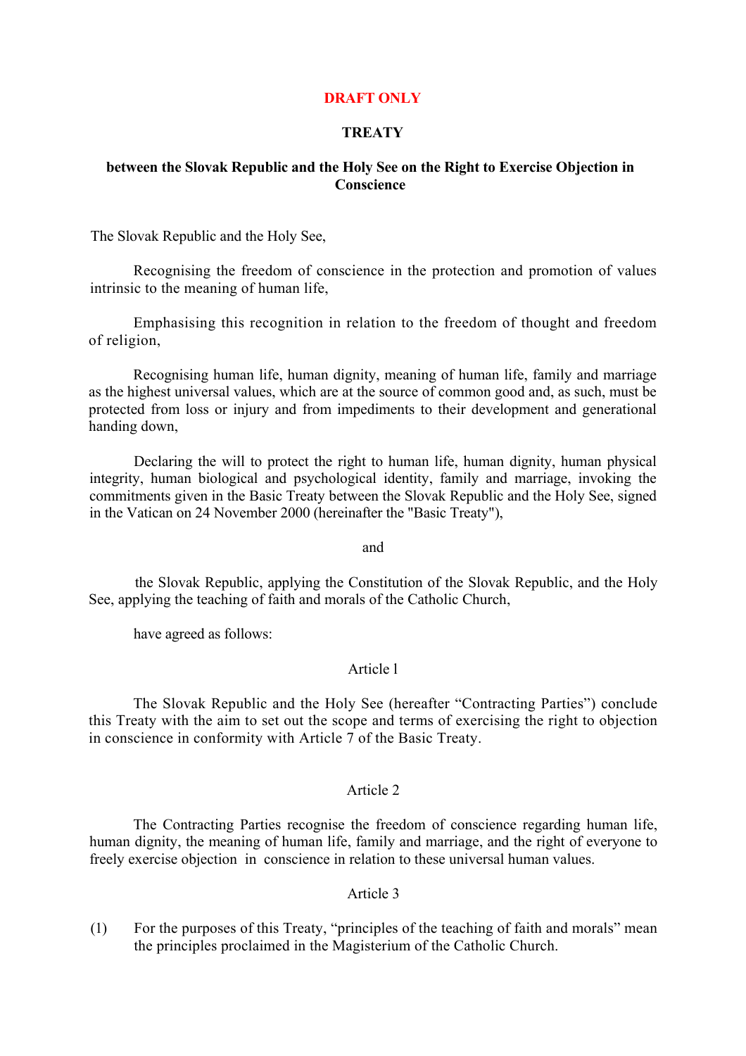**DRAFT ONLY**

# TREATY

## between the Slovak Republic and the Holy See on the Right to Exercise Objection in Conscience

The Slovak Republic and the Holy See,

Recognising the freedom of conscience in the protection and promotion of values intrinsic to the meaning of human life,

Emphasising this recognition in relation to the freedom of thought and freedom of religion,

Recognising human life, human dignity, meaning of human life, family and marriage as the highest universal values, which are at the source of common good and, as such, must be protected from loss or injury and from impediments to their development and generational handing down,

Declaring the will to protect the right to human life, human dignity, human physical integrity, human biological and psychological identity, family and marriage, invoking the commitments given in the Basic Treaty between the Slovak Republic and the Holy See, signed in the Vatican on 24 November 2000 (hereinafter the "Basic Treaty"),

and

the Slovak Republic, applying the Constitution of the Slovak Republic, and the Holy See, applying the teaching of faith and morals of the Catholic Church,

have agreed as follows:

Article 1

The Slovak Republic and the Holy See (hereafter "Contracting Parties") conclude this Treaty with the aim to set out the scope and terms of exercising the right to objection in conscience in conformity with Article 7 of the Basic Treaty.

Article 2

The Contracting Parties recognise the freedom of conscience regarding human life, human dignity, the meaning of human life, family and marriage, and the right of everyone to freely exercise objection in conscience in relation to these universal human values.

Article 3

(1) For the purposes of this Treaty, "principles of the teaching of faith and morals" mean the principles proclaimed in the Magisterium of the Catholic Church.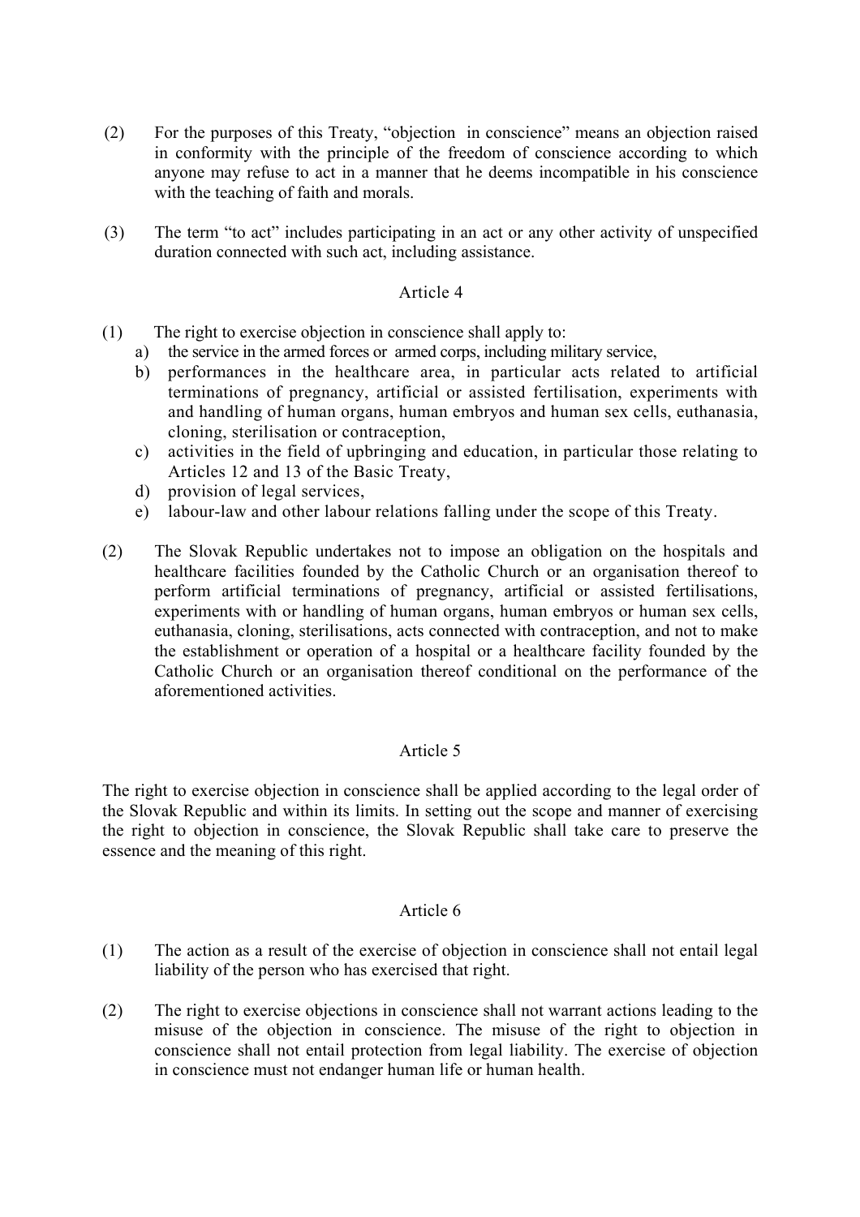(2) For the purposes of this Treaty, "objection in conscience" means an objection raised in conformity with the principle of the freedom of conscience according to which anyone may refuse to act in a manner that he deems incompatible in his conscience with the teaching of faith and morals.

(3) The term "to act" includes participating in an act or any other activity of unspecified duration connected with such act, including assistance.

## Article 4

(1) The right to exercise objection in conscience shall apply to:

a) the service in the armed forces or armed corps, including military service,
b) performances in the healthcare area, in particular acts related to artificial terminations of pregnancy, artificial or assisted fertilisation, experiments with and handling of human organs, human embryos and human sex cells, euthanasia, cloning, sterilisation or contraception,
c) activities in the field of upbringing and education, in particular those relating to Articles 12 and 13 of the Basic Treaty,
d) provision of legal services,
e) labour-law and other labour relations falling under the scope of this Treaty.

(2) The Slovak Republic undertakes not to impose an obligation on the hospitals and healthcare facilities founded by the Catholic Church or an organisation thereof to perform artificial terminations of pregnancy, artificial or assisted fertilisations, experiments with or handling of human organs, human embryos or human sex cells, euthanasia, cloning, sterilisations, acts connected with contraception, and not to make the establishment or operation of a hospital or a healthcare facility founded by the Catholic Church or an organisation thereof conditional on the performance of the aforementioned activities.

## Article 5

The right to exercise objection in conscience shall be applied according to the legal order of the Slovak Republic and within its limits. In setting out the scope and manner of exercising the right to objection in conscience, the Slovak Republic shall take care to preserve the essence and the meaning of this right.

## Article 6

(1) The action as a result of the exercise of objection in conscience shall not entail legal liability of the person who has exercised that right.

(2) The right to exercise objections in conscience shall not warrant actions leading to the misuse of the objection in conscience. The misuse of the right to objection in conscience shall not entail protection from legal liability. The exercise of objection in conscience must not endanger human life or human health.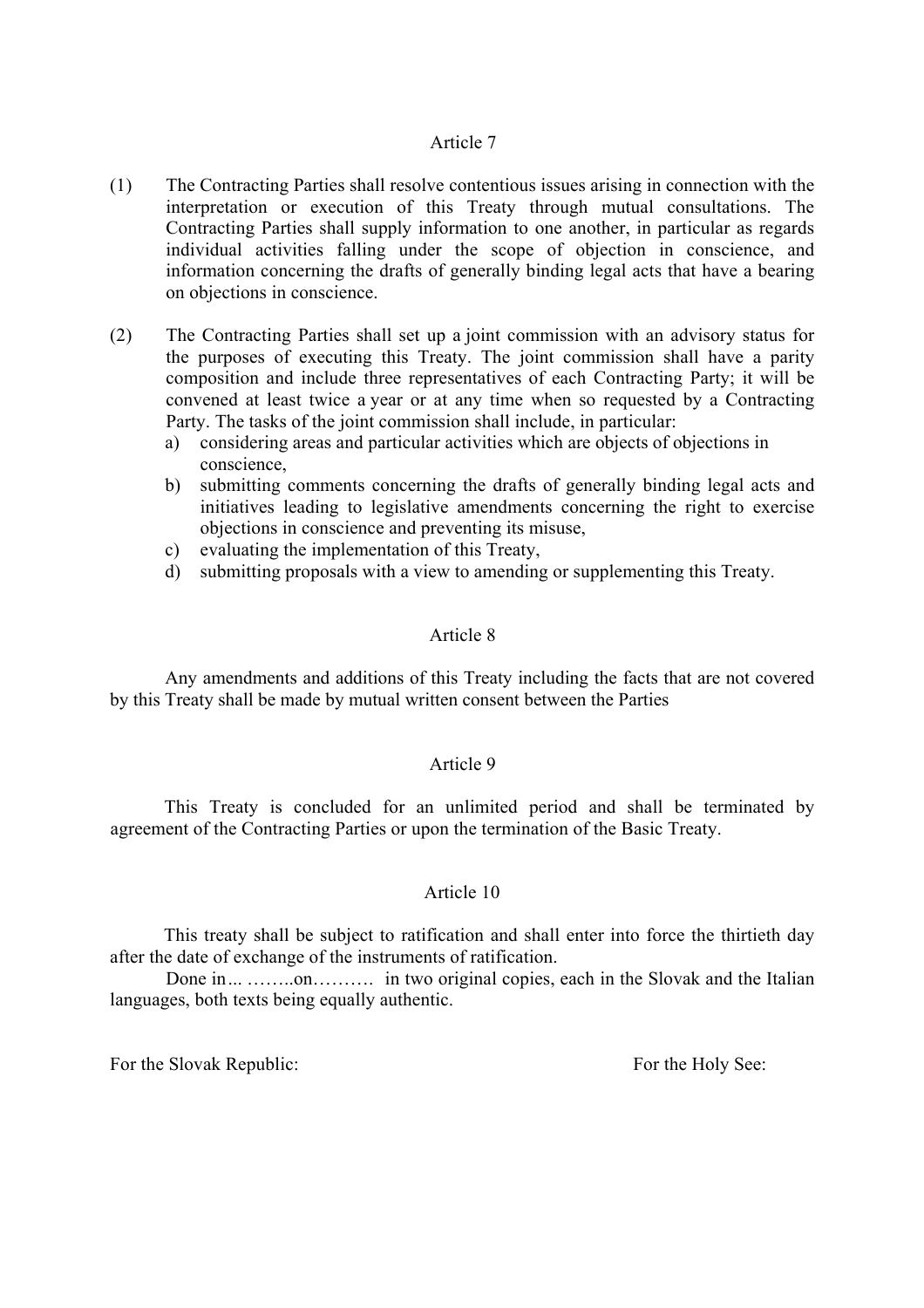## Article 7

(1) The Contracting Parties shall resolve contentious issues arising in connection with the interpretation or execution of this Treaty through mutual consultations. The Contracting Parties shall supply information to one another, in particular as regards individual activities falling under the scope of objection in conscience, and information concerning the drafts of generally binding legal acts that have a bearing on objections in conscience.

(2) The Contracting Parties shall set up a joint commission with an advisory status for the purposes of executing this Treaty. The joint commission shall have a parity composition and include three representatives of each Contracting Party; it will be convened at least twice a year or at any time when so requested by a Contracting Party. The tasks of the joint commission shall include, in particular:

a) considering areas and particular activities which are objects of objections in conscience,
b) submitting comments concerning the drafts of generally binding legal acts and initiatives leading to legislative amendments concerning the right to exercise objections in conscience and preventing its misuse,
c) evaluating the implementation of this Treaty,
d) submitting proposals with a view to amending or supplementing this Treaty.

## Article 8

Any amendments and additions of this Treaty including the facts that are not covered by this Treaty shall be made by mutual written consent between the Parties

## Article 9

This Treaty is concluded for an unlimited period and shall be terminated by agreement of the Contracting Parties or upon the termination of the Basic Treaty.

## Article 10

This treaty shall be subject to ratification and shall enter into force the thirtieth day after the date of exchange of the instruments of ratification.

Done in... ……..on………. in two original copies, each in the Slovak and the Italian languages, both texts being equally authentic.

For the Slovak Republic: For the Holy See: